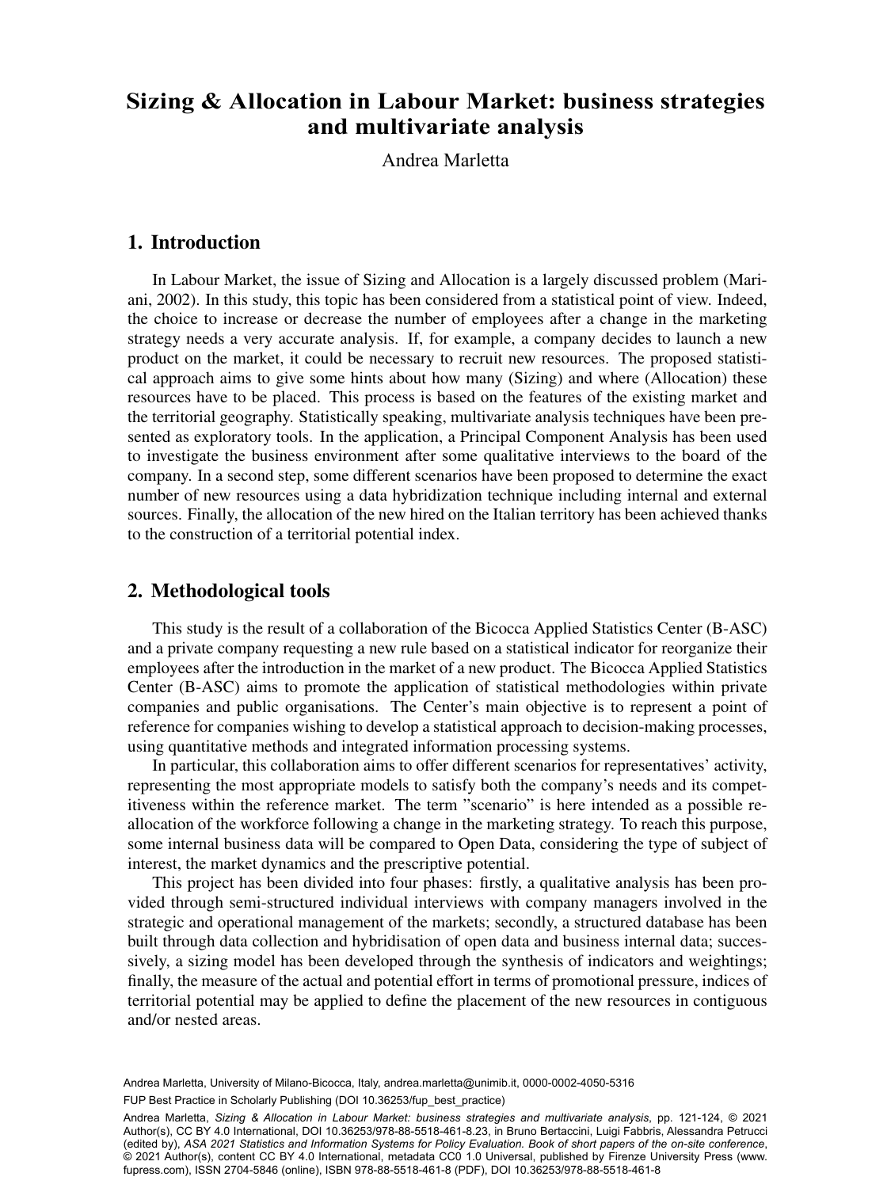# Sizing & Allocation in Labour Market: business strategies and multivariate analysis

Andrea Marletta

## 1. Introduction

In Labour Market, the issue of Sizing and Allocation is a largely discussed problem (Mariani, 2002). In this study, this topic has been considered from a statistical point of view. Indeed, the choice to increase or decrease the number of employees after a change in the marketing strategy needs a very accurate analysis. If, for example, a company decides to launch a new product on the market, it could be necessary to recruit new resources. The proposed statistical approach aims to give some hints about how many (Sizing) and where (Allocation) these resources have to be placed. This process is based on the features of the existing market and the territorial geography. Statistically speaking, multivariate analysis techniques have been presented as exploratory tools. In the application, a Principal Component Analysis has been used to investigate the business environment after some qualitative interviews to the board of the company. In a second step, some different scenarios have been proposed to determine the exact number of new resources using a data hybridization technique including internal and external sources. Finally, the allocation of the new hired on the Italian territory has been achieved thanks to the construction of a territorial potential index.

## 2. Methodological tools

This study is the result of a collaboration of the Bicocca Applied Statistics Center (B-ASC) and a private company requesting a new rule based on a statistical indicator for reorganize their employees after the introduction in the market of a new product. The Bicocca Applied Statistics Center (B-ASC) aims to promote the application of statistical methodologies within private companies and public organisations. The Center's main objective is to represent a point of reference for companies wishing to develop a statistical approach to decision-making processes, using quantitative methods and integrated information processing systems.

In particular, this collaboration aims to offer different scenarios for representatives' activity, representing the most appropriate models to satisfy both the company's needs and its competitiveness within the reference market. The term "scenario" is here intended as a possible reallocation of the workforce following a change in the marketing strategy. To reach this purpose, some internal business data will be compared to Open Data, considering the type of subject of interest, the market dynamics and the prescriptive potential.

This project has been divided into four phases: firstly, a qualitative analysis has been provided through semi-structured individual interviews with company managers involved in the strategic and operational management of the markets; secondly, a structured database has been built through data collection and hybridisation of open data and business internal data; successively, a sizing model has been developed through the synthesis of indicators and weightings; finally, the measure of the actual and potential effort in terms of promotional pressure, indices of territorial potential may be applied to define the placement of the new resources in contiguous and/or nested areas.

Andrea Marletta, University of Milano-Bicocca, Italy, andrea.marletta@unimib.it, 0000-0002-4050-5316

FUP Best Practice in Scholarly Publishing (DOI 10.36253/fup_best_practice)

Andrea Marletta, *Sizing & Allocation in Labour Market: business strategies and multivariate analysis*, pp. 121-124, © 2021 Author(s), CC BY 4.0 International, DOI 10.36253/978-88-5518-461-8.23, in Bruno Bertaccini, Luigi Fabbris, Alessandra Petrucci (edited by), *ASA 2021 Statistics and Information Systems for Policy Evaluation. Book of short papers of the on-site conference*, © 2021 Author(s), content CC BY 4.0 International, metadata CC0 1.0 Universal, published by Firenze University Press (www.fupress.com), ISSN 2704-5846 (online), ISBN 978-88-5518-461-8 (PDF), DOI 10.36253/978-88-5518-461-8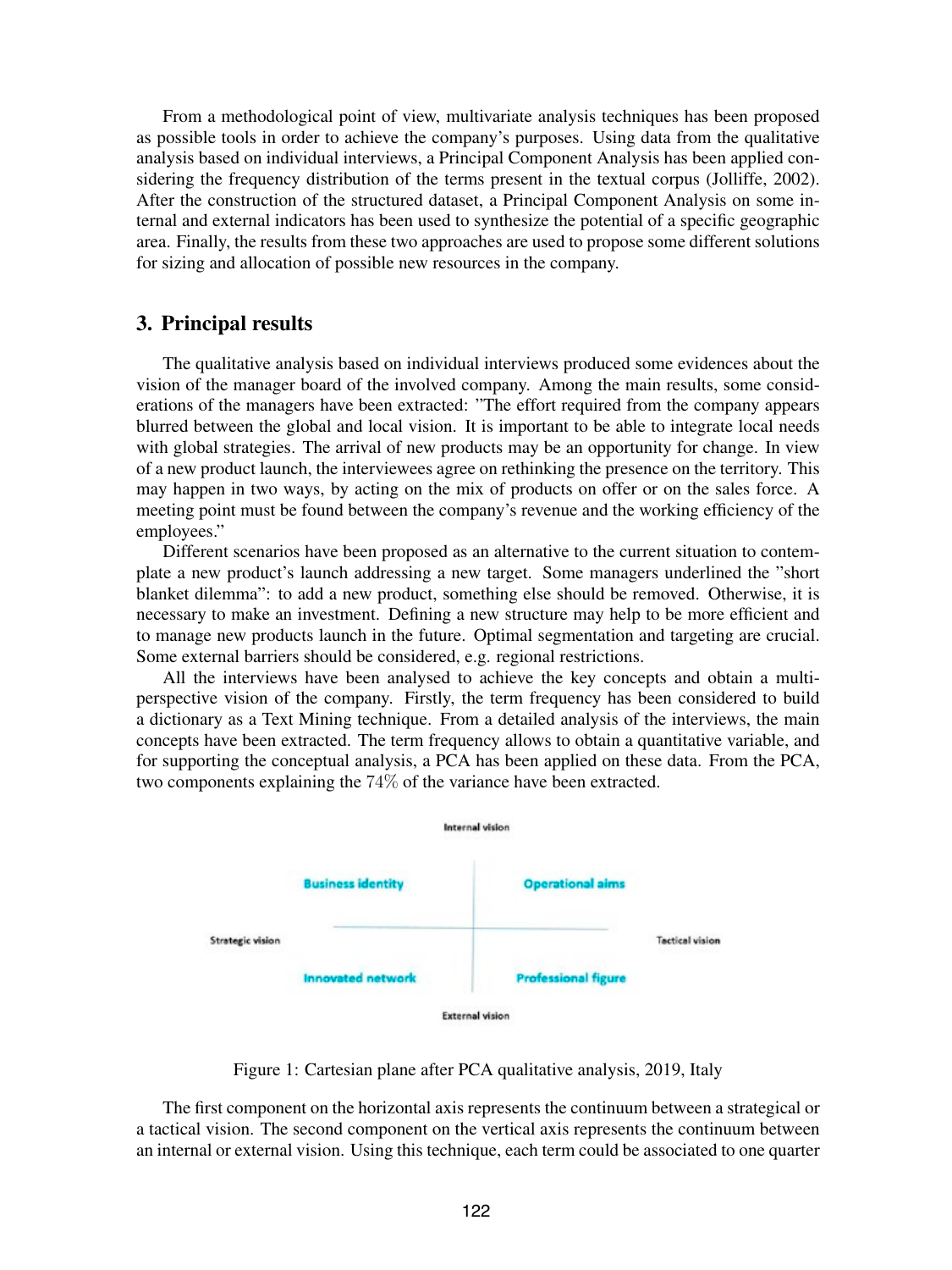From a methodological point of view, multivariate analysis techniques has been proposed as possible tools in order to achieve the company's purposes. Using data from the qualitative analysis based on individual interviews, a Principal Component Analysis has been applied considering the frequency distribution of the terms present in the textual corpus (Jolliffe, 2002). After the construction of the structured dataset, a Principal Component Analysis on some internal and external indicators has been used to synthesize the potential of a specific geographic area. Finally, the results from these two approaches are used to propose some different solutions for sizing and allocation of possible new resources in the company.

## 3. Principal results

The qualitative analysis based on individual interviews produced some evidences about the vision of the manager board of the involved company. Among the main results, some considerations of the managers have been extracted: "The effort required from the company appears blurred between the global and local vision. It is important to be able to integrate local needs with global strategies. The arrival of new products may be an opportunity for change. In view of a new product launch, the interviewees agree on rethinking the presence on the territory. This may happen in two ways, by acting on the mix of products on offer or on the sales force. A meeting point must be found between the company's revenue and the working efficiency of the employees."

Different scenarios have been proposed as an alternative to the current situation to contemplate a new product's launch addressing a new target. Some managers underlined the "short blanket dilemma": to add a new product, something else should be removed. Otherwise, it is necessary to make an investment. Defining a new structure may help to be more efficient and to manage new products launch in the future. Optimal segmentation and targeting are crucial. Some external barriers should be considered, e.g. regional restrictions.

All the interviews have been analysed to achieve the key concepts and obtain a multi-perspective vision of the company. Firstly, the term frequency has been considered to build a dictionary as a Text Mining technique. From a detailed analysis of the interviews, the main concepts have been extracted. The term frequency allows to obtain a quantitative variable, and for supporting the conceptual analysis, a PCA has been applied on these data. From the PCA, two components explaining the $74\%$ of the variance have been extracted.

Internal vision

Strategic vision | Tactical vision

Business identity | Operational aims

Innovated network | Professional figure

External vision

Figure 1: Cartesian plane after PCA qualitative analysis, 2019, Italy

The first component on the horizontal axis represents the continuum between a strategical or a tactical vision. The second component on the vertical axis represents the continuum between an internal or external vision. Using this technique, each term could be associated to one quarter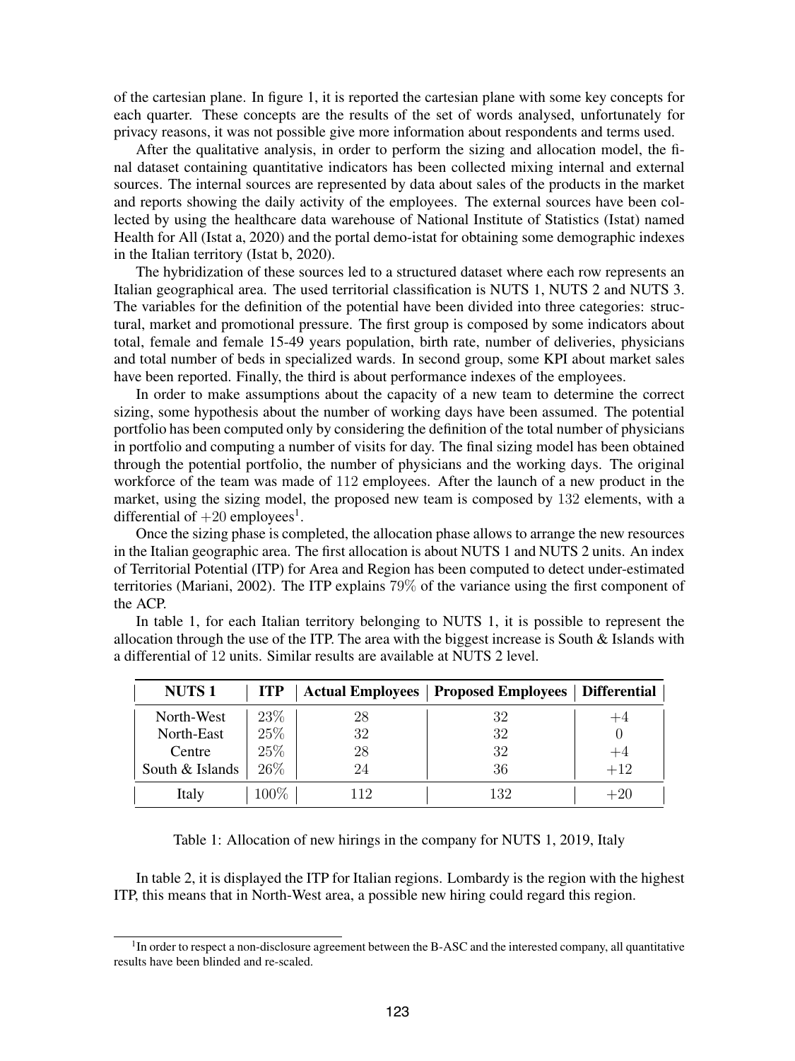of the cartesian plane. In figure 1, it is reported the cartesian plane with some key concepts for each quarter. These concepts are the results of the set of words analysed, unfortunately for privacy reasons, it was not possible give more information about respondents and terms used.

After the qualitative analysis, in order to perform the sizing and allocation model, the final dataset containing quantitative indicators has been collected mixing internal and external sources. The internal sources are represented by data about sales of the products in the market and reports showing the daily activity of the employees. The external sources have been collected by using the healthcare data warehouse of National Institute of Statistics (Istat) named Health for All (Istat a, 2020) and the portal demo-istat for obtaining some demographic indexes in the Italian territory (Istat b, 2020).

The hybridization of these sources led to a structured dataset where each row represents an Italian geographical area. The used territorial classification is NUTS 1, NUTS 2 and NUTS 3. The variables for the definition of the potential have been divided into three categories: structural, market and promotional pressure. The first group is composed by some indicators about total, female and female 15-49 years population, birth rate, number of deliveries, physicians and total number of beds in specialized wards. In second group, some KPI about market sales have been reported. Finally, the third is about performance indexes of the employees.

In order to make assumptions about the capacity of a new team to determine the correct sizing, some hypothesis about the number of working days have been assumed. The potential portfolio has been computed only by considering the definition of the total number of physicians in portfolio and computing a number of visits for day. The final sizing model has been obtained through the potential portfolio, the number of physicians and the working days. The original workforce of the team was made of $112$ employees. After the launch of a new product in the market, using the sizing model, the proposed new team is composed by $132$ elements, with a differential of $+20$ employees[1].

Once the sizing phase is completed, the allocation phase allows to arrange the new resources in the Italian geographic area. The first allocation is about NUTS 1 and NUTS 2 units. An index of Territorial Potential (ITP) for Area and Region has been computed to detect under-estimated territories (Mariani, 2002). The ITP explains $79\%$ of the variance using the first component of the ACP.

In table 1, for each Italian territory belonging to NUTS 1, it is possible to represent the allocation through the use of the ITP. The area with the biggest increase is South & Islands with a differential of $12$ units. Similar results are available at NUTS 2 level.

| **NUTS 1** | **ITP** | **Actual Employees** | **Proposed Employees** | **Differential** |
|---|---|---|---|---|
| North-West | $23\%$ | $28$ | $32$ | $+4$ |
| North-East | $25\%$ | $32$ | $32$ | $0$ |
| Centre | $25\%$ | $28$ | $32$ | $+4$ |
| South & Islands | $26\%$ | $24$ | $36$ | $+12$ |
| Italy | $100\%$ | $112$ | $132$ | $+20$ |

Table 1: Allocation of new hirings in the company for NUTS 1, 2019, Italy

In table 2, it is displayed the ITP for Italian regions. Lombardy is the region with the highest ITP, this means that in North-West area, a possible new hiring could regard this region.

[1] In order to respect a non-disclosure agreement between the B-ASC and the interested company, all quantitative results have been blinded and re-scaled.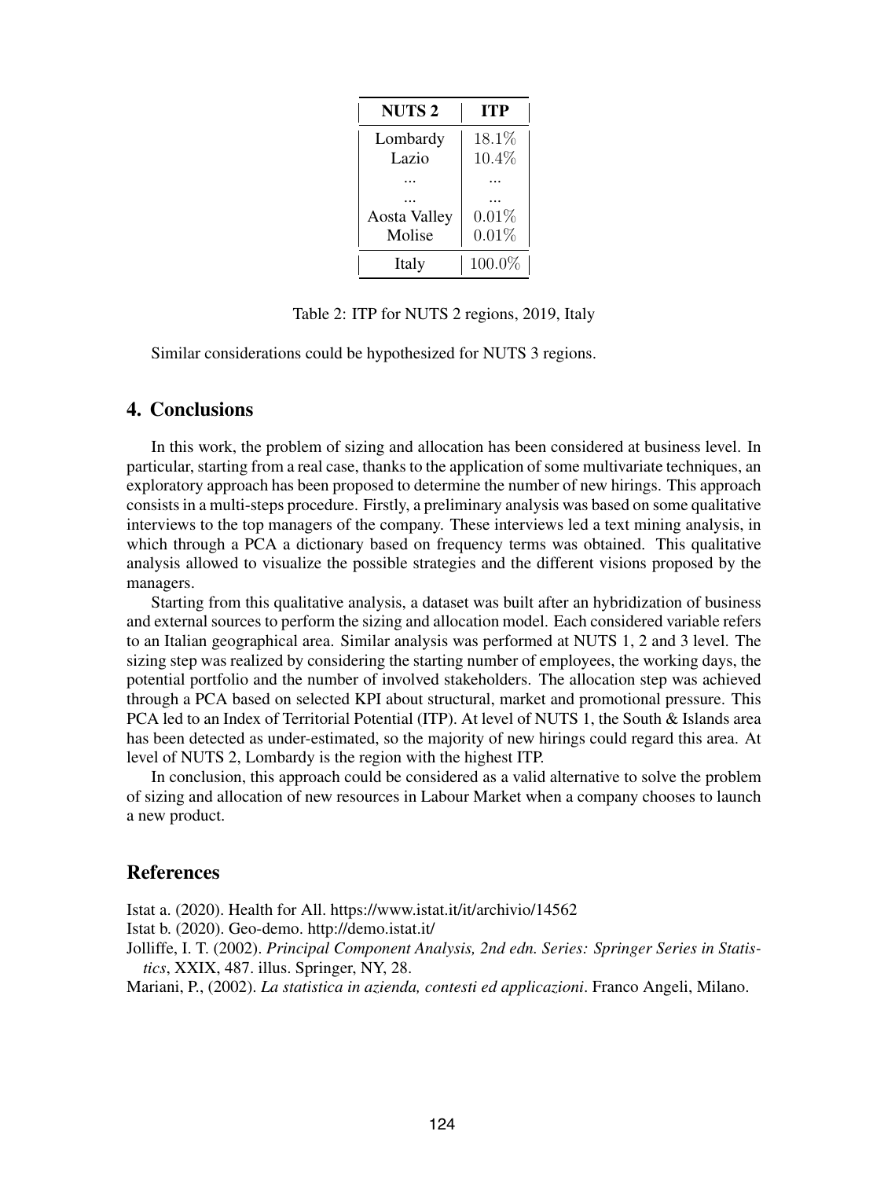| NUTS 2 | ITP |
|---|---|
| Lombardy | 18.1% |
| Lazio | 10.4% |
| ... | ... |
| ... | ... |
| Aosta Valley | 0.01% |
| Molise | 0.01% |
| Italy | 100.0% |

Table 2: ITP for NUTS 2 regions, 2019, Italy

Similar considerations could be hypothesized for NUTS 3 regions.

## 4. Conclusions

In this work, the problem of sizing and allocation has been considered at business level. In particular, starting from a real case, thanks to the application of some multivariate techniques, an exploratory approach has been proposed to determine the number of new hirings. This approach consists in a multi-steps procedure. Firstly, a preliminary analysis was based on some qualitative interviews to the top managers of the company. These interviews led a text mining analysis, in which through a PCA a dictionary based on frequency terms was obtained. This qualitative analysis allowed to visualize the possible strategies and the different visions proposed by the managers.

Starting from this qualitative analysis, a dataset was built after an hybridization of business and external sources to perform the sizing and allocation model. Each considered variable refers to an Italian geographical area. Similar analysis was performed at NUTS 1, 2 and 3 level. The sizing step was realized by considering the starting number of employees, the working days, the potential portfolio and the number of involved stakeholders. The allocation step was achieved through a PCA based on selected KPI about structural, market and promotional pressure. This PCA led to an Index of Territorial Potential (ITP). At level of NUTS 1, the South & Islands area has been detected as under-estimated, so the majority of new hirings could regard this area. At level of NUTS 2, Lombardy is the region with the highest ITP.

In conclusion, this approach could be considered as a valid alternative to solve the problem of sizing and allocation of new resources in Labour Market when a company chooses to launch a new product.

## References

Istat a. (2020). Health for All. https://www.istat.it/it/archivio/14562

Istat b. (2020). Geo-demo. http://demo.istat.it/

Jolliffe, I. T. (2002). *Principal Component Analysis, 2nd edn. Series: Springer Series in Statistics*, XXIX, 487. illus. Springer, NY, 28.

Mariani, P., (2002). *La statistica in azienda, contesti ed applicazioni*. Franco Angeli, Milano.